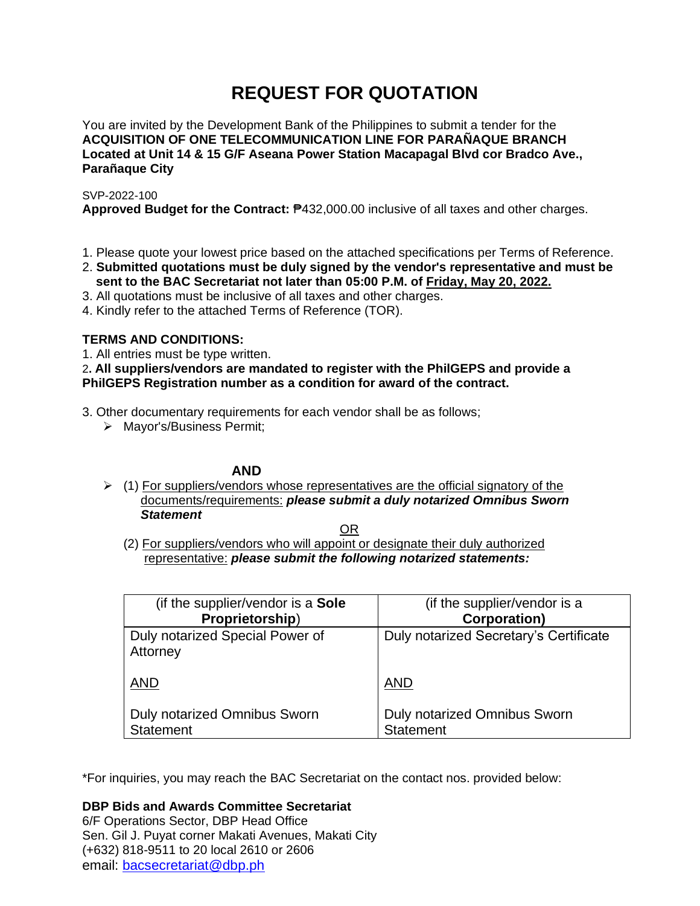# REQUEST FOR QUOTATION

You are invited by the Development Bank of the Philippines to submit a tender for the **ACQUISITION OF ONE TELECOMMUNICATION LINE FOR PARAÑAQUE BRANCH Located at Unit 14 & 15 G/F Aseana Power Station Macapagal Blvd cor Bradco Ave., Parañaque City**

SVP-2022-100
**Approved Budget for the Contract:** ₱432,000.00 inclusive of all taxes and other charges.

1. Please quote your lowest price based on the attached specifications per Terms of Reference.
2. **Submitted quotations must be duly signed by the vendor's representative and must be sent to the BAC Secretariat not later than 05:00 P.M. of Friday, May 20, 2022.**
3. All quotations must be inclusive of all taxes and other charges.
4. Kindly refer to the attached Terms of Reference (TOR).

**TERMS AND CONDITIONS:**

1. All entries must be type written.
2. **All suppliers/vendors are mandated to register with the PhilGEPS and provide a PhilGEPS Registration number as a condition for award of the contract.**

3. Other documentary requirements for each vendor shall be as follows;
   - Mayor's/Business Permit;

**AND**

- (1) For suppliers/vendors whose representatives are the official signatory of the documents/requirements: ***please submit a duly notarized Omnibus Sworn Statement***

  OR

  (2) For suppliers/vendors who will appoint or designate their duly authorized representative: ***please submit the following notarized statements:***

| (if the supplier/vendor is a **Sole Proprietorship**) | (if the supplier/vendor is a **Corporation)** |
|---|---|
| Duly notarized Special Power of Attorney<br><br>AND<br><br>Duly notarized Omnibus Sworn Statement | Duly notarized Secretary's Certificate<br><br>AND<br><br>Duly notarized Omnibus Sworn Statement |

*For inquiries, you may reach the BAC Secretariat on the contact nos. provided below:

**DBP Bids and Awards Committee Secretariat**
6/F Operations Sector, DBP Head Office
Sen. Gil J. Puyat corner Makati Avenues, Makati City
(+632) 818-9511 to 20 local 2610 or 2606
email: bacsecretariat@dbp.ph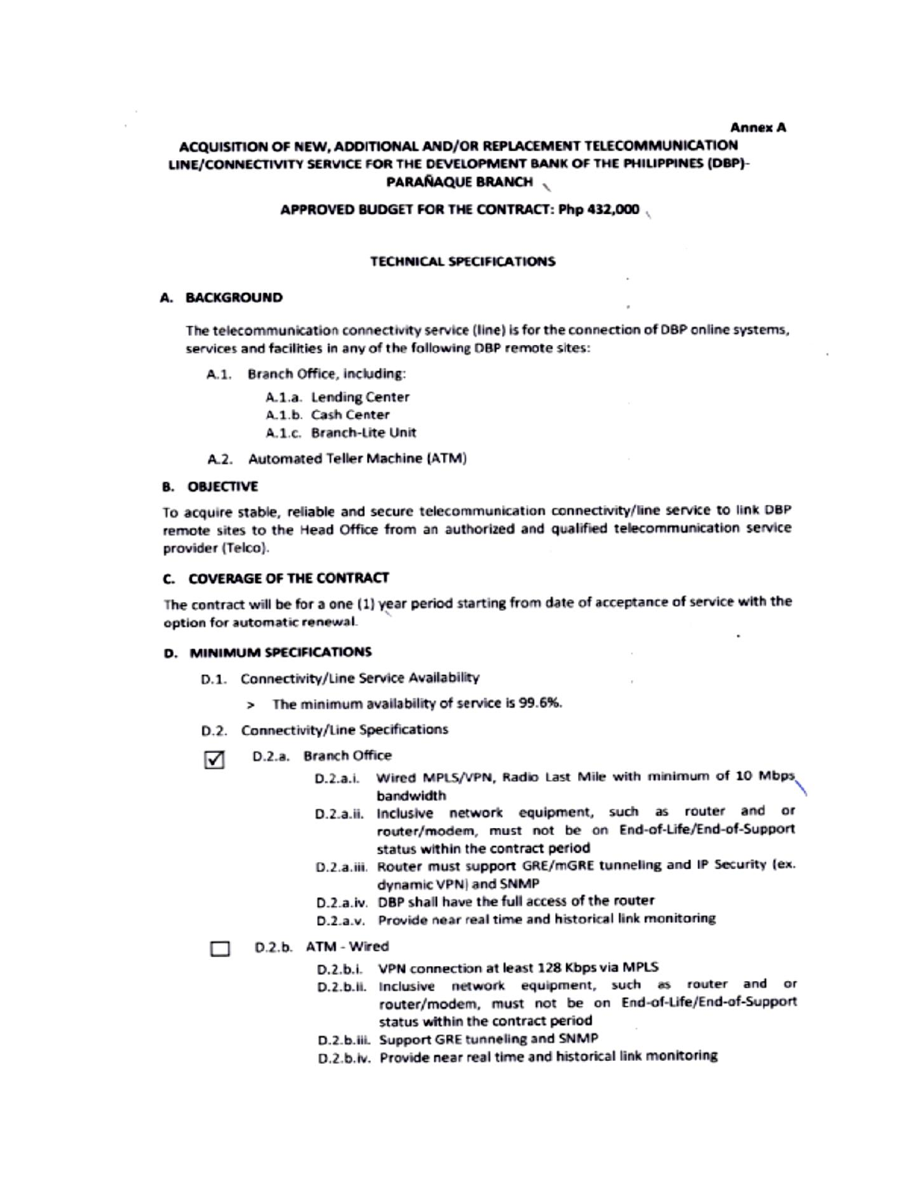**Annex A**

## ACQUISITION OF NEW, ADDITIONAL AND/OR REPLACEMENT TELECOMMUNICATION LINE/CONNECTIVITY SERVICE FOR THE DEVELOPMENT BANK OF THE PHILIPPINES (DBP)-PARAÑAQUE BRANCH

**APPROVED BUDGET FOR THE CONTRACT: Php 432,000**

### TECHNICAL SPECIFICATIONS

### A. BACKGROUND

The telecommunication connectivity service (line) is for the connection of DBP online systems, services and facilities in any of the following DBP remote sites:

- A.1. Branch Office, including:
  - A.1.a. Lending Center
  - A.1.b. Cash Center
  - A.1.c. Branch-Lite Unit
- A.2. Automated Teller Machine (ATM)

### B. OBJECTIVE

To acquire stable, reliable and secure telecommunication connectivity/line service to link DBP remote sites to the Head Office from an authorized and qualified telecommunication service provider (Telco).

### C. COVERAGE OF THE CONTRACT

The contract will be for a one (1) year period starting from date of acceptance of service with the option for automatic renewal.

### D. MINIMUM SPECIFICATIONS

- D.1. Connectivity/Line Service Availability
  - > The minimum availability of service is 99.6%.
- D.2. Connectivity/Line Specifications

☑ D.2.a. Branch Office

- D.2.a.i. Wired MPLS/VPN, Radio Last Mile with minimum of 10 Mbps bandwidth
- D.2.a.ii. Inclusive network equipment, such as router and or router/modem, must not be on End-of-Life/End-of-Support status within the contract period
- D.2.a.iii. Router must support GRE/mGRE tunneling and IP Security (ex. dynamic VPN) and SNMP
- D.2.a.iv. DBP shall have the full access of the router
- D.2.a.v. Provide near real time and historical link monitoring

☐ D.2.b. ATM - Wired

- D.2.b.i. VPN connection at least 128 Kbps via MPLS
- D.2.b.ii. Inclusive network equipment, such as router and or router/modem, must not be on End-of-Life/End-of-Support status within the contract period
- D.2.b.iii. Support GRE tunneling and SNMP
- D.2.b.iv. Provide near real time and historical link monitoring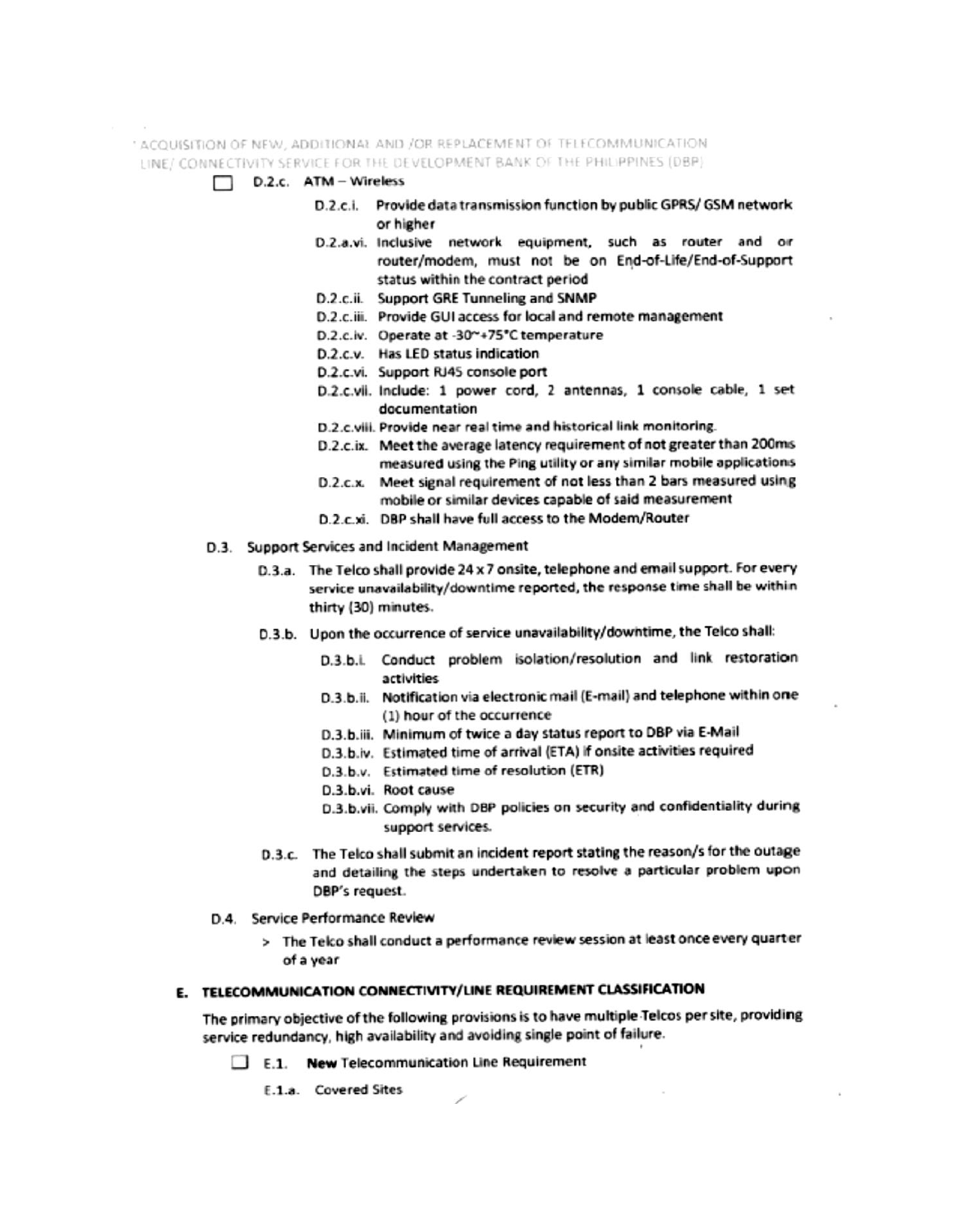☐ D.2.c. ATM – Wireless

- D.2.c.i. Provide data transmission function by public GPRS/ GSM network or higher
- D.2.a.vi. Inclusive network equipment, such as router and or router/modem, must not be on End-of-Life/End-of-Support status within the contract period
- D.2.c.ii. Support GRE Tunneling and SNMP
- D.2.c.iii. Provide GUI access for local and remote management
- D.2.c.iv. Operate at -30~+75°C temperature
- D.2.c.v. Has LED status indication
- D.2.c.vi. Support RJ45 console port
- D.2.c.vii. Include: 1 power cord, 2 antennas, 1 console cable, 1 set documentation
- D.2.c.viii. Provide near real time and historical link monitoring.
- D.2.c.ix. Meet the average latency requirement of not greater than 200ms measured using the Ping utility or any similar mobile applications
- D.2.c.x. Meet signal requirement of not less than 2 bars measured using mobile or similar devices capable of said measurement
- D.2.c.xi. DBP shall have full access to the Modem/Router

D.3. Support Services and Incident Management

- D.3.a. The Telco shall provide 24 x 7 onsite, telephone and email support. For every service unavailability/downtime reported, the response time shall be within thirty (30) minutes.
- D.3.b. Upon the occurrence of service unavailability/downtime, the Telco shall:
  - D.3.b.i. Conduct problem isolation/resolution and link restoration activities
  - D.3.b.ii. Notification via electronic mail (E-mail) and telephone within one (1) hour of the occurrence
  - D.3.b.iii. Minimum of twice a day status report to DBP via E-Mail
  - D.3.b.iv. Estimated time of arrival (ETA) if onsite activities required
  - D.3.b.v. Estimated time of resolution (ETR)
  - D.3.b.vi. Root cause
  - D.3.b.vii. Comply with DBP policies on security and confidentiality during support services.
- D.3.c. The Telco shall submit an incident report stating the reason/s for the outage and detailing the steps undertaken to resolve a particular problem upon DBP's request.

D.4. Service Performance Review

> The Telco shall conduct a performance review session at least once every quarter of a year

## E. TELECOMMUNICATION CONNECTIVITY/LINE REQUIREMENT CLASSIFICATION

The primary objective of the following provisions is to have multiple Telcos per site, providing service redundancy, high availability and avoiding single point of failure.

☐ E.1. **New** Telecommunication Line Requirement

E.1.a. Covered Sites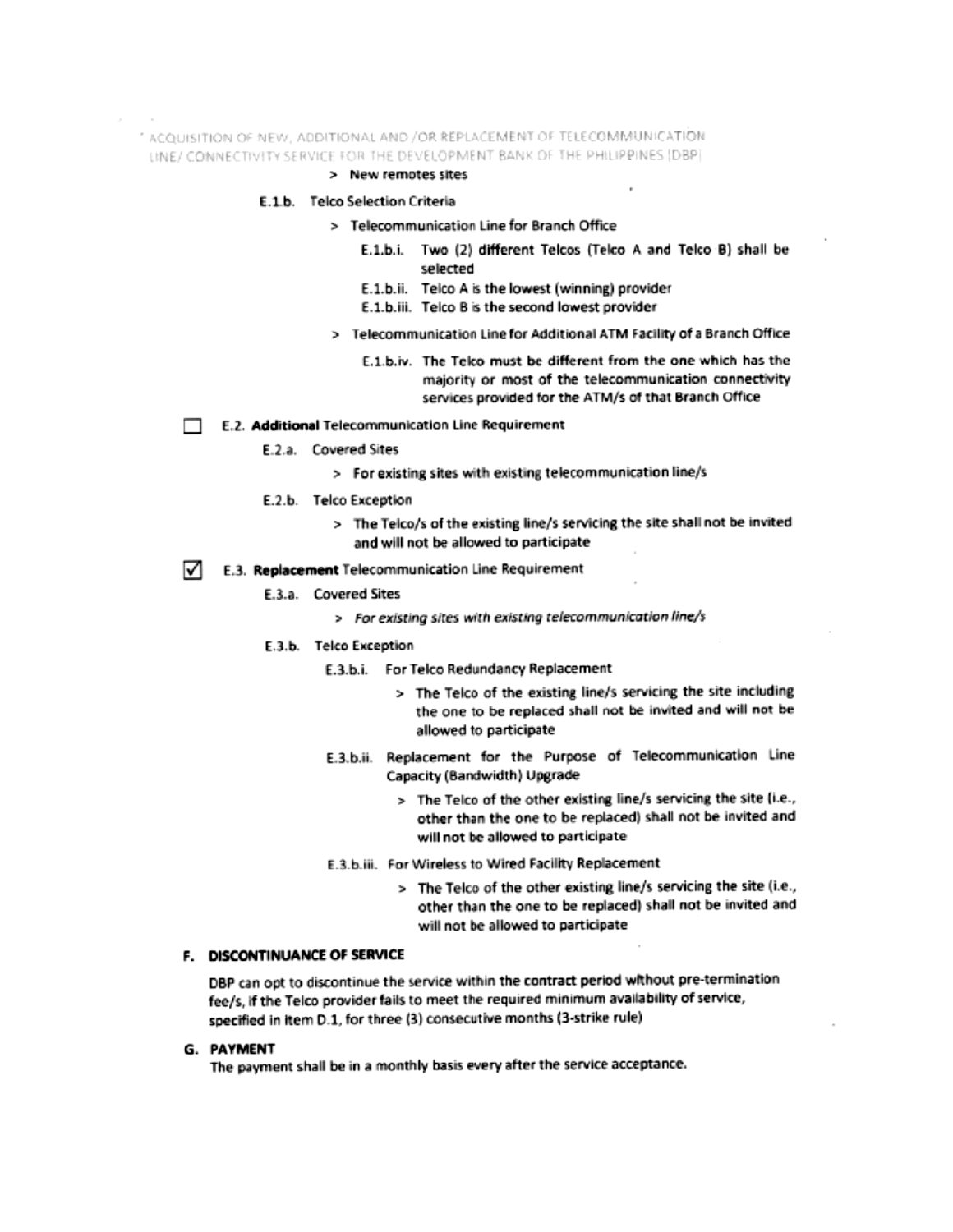> New remotes sites

E.1.b. Telco Selection Criteria

> Telecommunication Line for Branch Office

E.1.b.i. Two (2) different Telcos (Telco A and Telco B) shall be selected

E.1.b.ii. Telco A is the lowest (winning) provider

E.1.b.iii. Telco B is the second lowest provider

> Telecommunication Line for Additional ATM Facility of a Branch Office

E.1.b.iv. The Telco must be different from the one which has the majority or most of the telecommunication connectivity services provided for the ATM/s of that Branch Office

☐ E.2. **Additional** Telecommunication Line Requirement

E.2.a. Covered Sites

> For existing sites with existing telecommunication line/s

E.2.b. Telco Exception

> The Telco/s of the existing line/s servicing the site shall not be invited and will not be allowed to participate

☑ E.3. **Replacement** Telecommunication Line Requirement

E.3.a. Covered Sites

> *For existing sites with existing telecommunication line/s*

E.3.b. Telco Exception

E.3.b.i. For Telco Redundancy Replacement

> The Telco of the existing line/s servicing the site including the one to be replaced shall not be invited and will not be allowed to participate

E.3.b.ii. Replacement for the Purpose of Telecommunication Line Capacity (Bandwidth) Upgrade

> The Telco of the other existing line/s servicing the site (i.e., other than the one to be replaced) shall not be invited and will not be allowed to participate

E.3.b.iii. For Wireless to Wired Facility Replacement

> The Telco of the other existing line/s servicing the site (i.e., other than the one to be replaced) shall not be invited and will not be allowed to participate

## F. DISCONTINUANCE OF SERVICE

DBP can opt to discontinue the service within the contract period without pre-termination fee/s, if the Telco provider fails to meet the required minimum availability of service, specified in Item D.1, for three (3) consecutive months (3-strike rule)

## G. PAYMENT

The payment shall be in a monthly basis every after the service acceptance.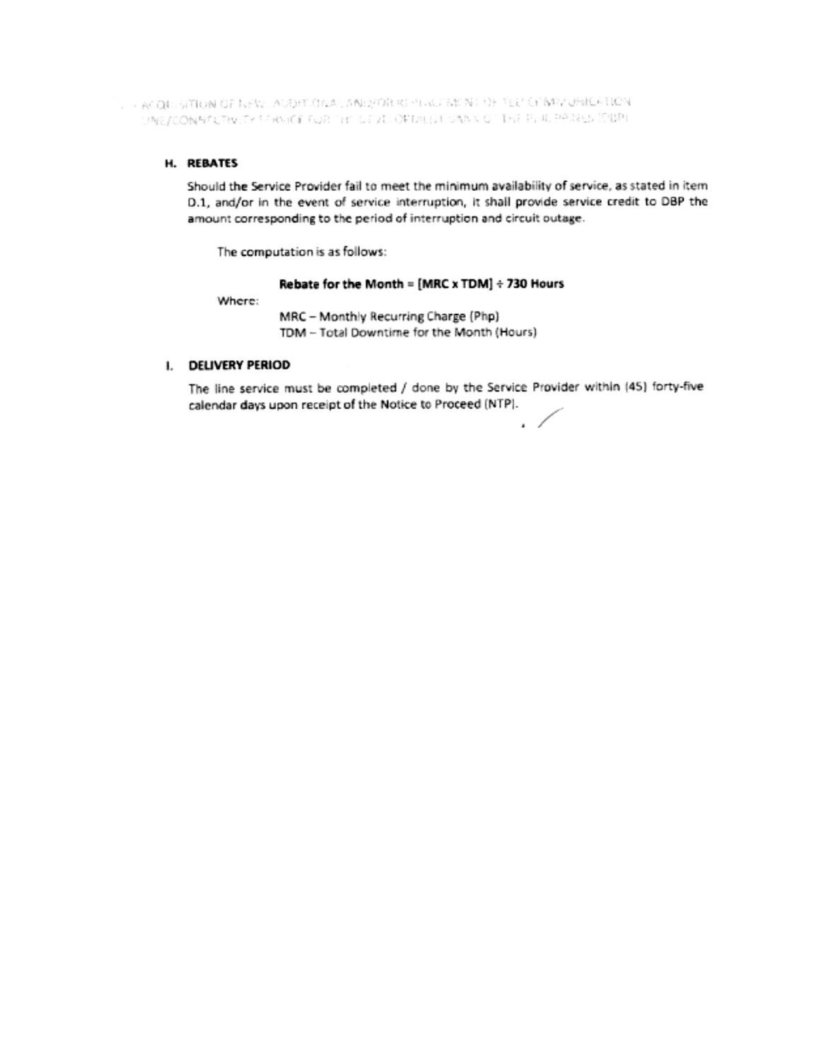### H. REBATES

Should the Service Provider fail to meet the minimum availability of service, as stated in item D.1, and/or in the event of service interruption, it shall provide service credit to DBP the amount corresponding to the period of interruption and circuit outage.

The computation is as follows:

**Rebate for the Month = [MRC x TDM] ÷ 730 Hours**

Where:

MRC – Monthly Recurring Charge (Php)
TDM – Total Downtime for the Month (Hours)

### I. DELIVERY PERIOD

The line service must be completed / done by the Service Provider within (45) forty-five calendar days upon receipt of the Notice to Proceed (NTP).